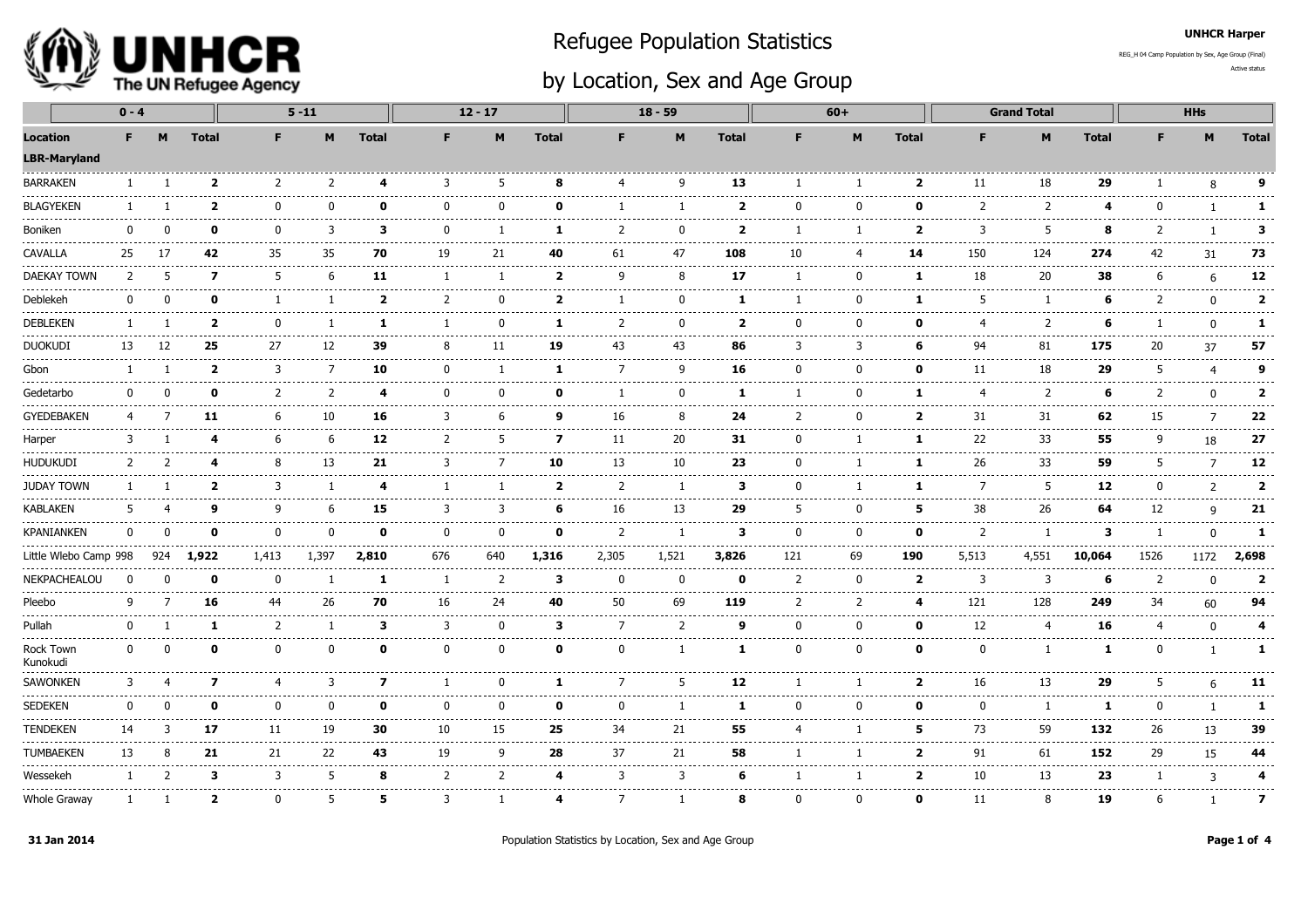# Refugee Population Statistics

## by Location, Sex and Age Group

UNHCR Harper

REG_H 04 Camp Population by Sex, Age Group (Final)

Active status

| | 0 - 4 | | | 5 -11 | | | 12 - 17 | | | 18 - 59 | | | 60+ | | | Grand Total | | | HHs | | |
|---|---|---|---|---|---|---|---|---|---|---|---|---|---|---|---|---|---|---|---|---|---|
| **Location** | **F** | **M** | **Total** | **F** | **M** | **Total** | **F** | **M** | **Total** | **F** | **M** | **Total** | **F** | **M** | **Total** | **F** | **M** | **Total** | **F** | **M** | **Total** |
| **LBR-Maryland** | | | | | | | | | | | | | | | | | | | | | |
| BARRAKEN | 1 | 1 | **2** | 2 | 2 | **4** | 3 | 5 | **8** | 4 | 9 | **13** | 1 | 1 | **2** | 11 | 18 | **29** | 1 | 8 | **9** |
| BLAGYEKEN | 1 | 1 | **2** | 0 | 0 | **0** | 0 | 0 | **0** | 1 | 1 | **2** | 0 | 0 | **0** | 2 | 2 | **4** | 0 | 1 | **1** |
| Boniken | 0 | 0 | **0** | 0 | 3 | **3** | 0 | 1 | **1** | 2 | 0 | **2** | 1 | 1 | **2** | 3 | 5 | **8** | 2 | 1 | **3** |
| CAVALLA | 25 | 17 | **42** | 35 | 35 | **70** | 19 | 21 | **40** | 61 | 47 | **108** | 10 | 4 | **14** | 150 | 124 | **274** | 42 | 31 | **73** |
| DAEKAY TOWN | 2 | 5 | **7** | 5 | 6 | **11** | 1 | 1 | **2** | 9 | 8 | **17** | 1 | 0 | **1** | 18 | 20 | **38** | 6 | 6 | **12** |
| Deblekeh | 0 | 0 | **0** | 1 | 1 | **2** | 2 | 0 | **2** | 1 | 0 | **1** | 1 | 0 | **1** | 5 | 1 | **6** | 2 | 0 | **2** |
| DEBLEKEN | 1 | 1 | **2** | 0 | 1 | **1** | 1 | 0 | **1** | 2 | 0 | **2** | 0 | 0 | **0** | 4 | 2 | **6** | 1 | 0 | **1** |
| DUOKUDI | 13 | 12 | **25** | 27 | 12 | **39** | 8 | 11 | **19** | 43 | 43 | **86** | 3 | 3 | **6** | 94 | 81 | **175** | 20 | 37 | **57** |
| Gbon | 1 | 1 | **2** | 3 | 7 | **10** | 0 | 1 | **1** | 7 | 9 | **16** | 0 | 0 | **0** | 11 | 18 | **29** | 5 | 4 | **9** |
| Gedetarbo | 0 | 0 | **0** | 2 | 2 | **4** | 0 | 0 | **0** | 1 | 0 | **1** | 1 | 0 | **1** | 4 | 2 | **6** | 2 | 0 | **2** |
| GYEDEBAKEN | 4 | 7 | **11** | 6 | 10 | **16** | 3 | 6 | **9** | 16 | 8 | **24** | 2 | 0 | **2** | 31 | 31 | **62** | 15 | 7 | **22** |
| Harper | 3 | 1 | **4** | 6 | 6 | **12** | 2 | 5 | **7** | 11 | 20 | **31** | 0 | 1 | **1** | 22 | 33 | **55** | 9 | 18 | **27** |
| HUDUKUDI | 2 | 2 | **4** | 8 | 13 | **21** | 3 | 7 | **10** | 13 | 10 | **23** | 0 | 1 | **1** | 26 | 33 | **59** | 5 | 7 | **12** |
| JUDAY TOWN | 1 | 1 | **2** | 3 | 1 | **4** | 1 | 1 | **2** | 2 | 1 | **3** | 0 | 1 | **1** | 7 | 5 | **12** | 0 | 2 | **2** |
| KABLAKEN | 5 | 4 | **9** | 9 | 6 | **15** | 3 | 3 | **6** | 16 | 13 | **29** | 5 | 0 | **5** | 38 | 26 | **64** | 12 | 9 | **21** |
| KPANIANKEN | 0 | 0 | **0** | 0 | 0 | **0** | 0 | 0 | **0** | 2 | 1 | **3** | 0 | 0 | **0** | 2 | 1 | **3** | 1 | 0 | **1** |
| Little Wlebo Camp | 998 | 924 | **1,922** | 1,413 | 1,397 | **2,810** | 676 | 640 | **1,316** | 2,305 | 1,521 | **3,826** | 121 | 69 | **190** | 5,513 | 4,551 | **10,064** | 1526 | 1172 | **2,698** |
| NEKPACHEALOU | 0 | 0 | **0** | 0 | 1 | **1** | 1 | 2 | **3** | 0 | 0 | **0** | 2 | 0 | **2** | 3 | 3 | **6** | 2 | 0 | **2** |
| Pleebo | 9 | 7 | **16** | 44 | 26 | **70** | 16 | 24 | **40** | 50 | 69 | **119** | 2 | 2 | **4** | 121 | 128 | **249** | 34 | 60 | **94** |
| Pullah | 0 | 1 | **1** | 2 | 1 | **3** | 3 | 0 | **3** | 7 | 2 | **9** | 0 | 0 | **0** | 12 | 4 | **16** | 4 | 0 | **4** |
| Rock Town Kunokudi | 0 | 0 | **0** | 0 | 0 | **0** | 0 | 0 | **0** | 0 | 1 | **1** | 0 | 0 | **0** | 0 | 1 | **1** | 0 | 1 | **1** |
| SAWONKEN | 3 | 4 | **7** | 4 | 3 | **7** | 1 | 0 | **1** | 7 | 5 | **12** | 1 | 1 | **2** | 16 | 13 | **29** | 5 | 6 | **11** |
| SEDEKEN | 0 | 0 | **0** | 0 | 0 | **0** | 0 | 0 | **0** | 0 | 1 | **1** | 0 | 0 | **0** | 0 | 1 | **1** | 0 | 1 | **1** |
| TENDEKEN | 14 | 3 | **17** | 11 | 19 | **30** | 10 | 15 | **25** | 34 | 21 | **55** | 4 | 1 | **5** | 73 | 59 | **132** | 26 | 13 | **39** |
| TUMBAEKEN | 13 | 8 | **21** | 21 | 22 | **43** | 19 | 9 | **28** | 37 | 21 | **58** | 1 | 1 | **2** | 91 | 61 | **152** | 29 | 15 | **44** |
| Wessekeh | 1 | 2 | **3** | 3 | 5 | **8** | 2 | 2 | **4** | 3 | 3 | **6** | 1 | 1 | **2** | 10 | 13 | **23** | 1 | 3 | **4** |
| Whole Graway | 1 | 1 | **2** | 0 | 5 | **5** | 3 | 1 | **4** | 7 | 1 | **8** | 0 | 0 | **0** | 11 | 8 | **19** | 6 | 1 | **7** |

**31 Jan 2014**

Population Statistics by Location, Sex and Age Group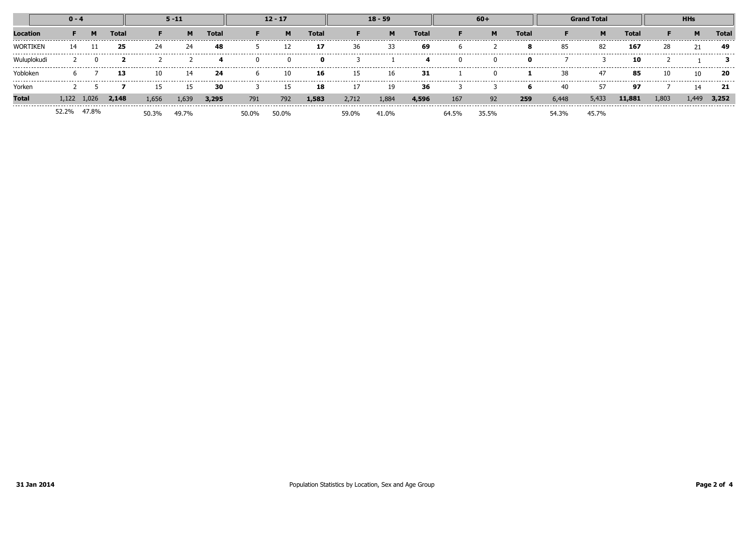| | 0 - 4 | | | 5 -11 | | | 12 - 17 | | | 18 - 59 | | | 60+ | | | Grand Total | | | HHs | | |
|---|---|---|---|---|---|---|---|---|---|---|---|---|---|---|---|---|---|---|---|---|---|
| **Location** | **F** | **M** | **Total** | **F** | **M** | **Total** | **F** | **M** | **Total** | **F** | **M** | **Total** | **F** | **M** | **Total** | **F** | **M** | **Total** | **F** | **M** | **Total** |
| WORTIKEN | 14 | 11 | **25** | 24 | 24 | **48** | 5 | 12 | **17** | 36 | 33 | **69** | 6 | 2 | **8** | 85 | 82 | **167** | 28 | 21 | **49** |
| Wuluplokudi | 2 | 0 | **2** | 2 | 2 | **4** | 0 | 0 | **0** | 3 | 1 | **4** | 0 | 0 | **0** | 7 | 3 | **10** | 2 | 1 | **3** |
| Yobloken | 6 | 7 | **13** | 10 | 14 | **24** | 6 | 10 | **16** | 15 | 16 | **31** | 1 | 0 | **1** | 38 | 47 | **85** | 10 | 10 | **20** |
| Yorken | 2 | 5 | **7** | 15 | 15 | **30** | 3 | 15 | **18** | 17 | 19 | **36** | 3 | 3 | **6** | 40 | 57 | **97** | 7 | 14 | **21** |
| **Total** | 1,122 | 1,026 | **2,148** | 1,656 | 1,639 | **3,295** | 791 | 792 | **1,583** | 2,712 | 1,884 | **4,596** | 167 | 92 | **259** | 6,448 | 5,433 | **11,881** | 1,803 | 1,449 | **3,252** |
| | 52.2% | 47.8% | | 50.3% | 49.7% | | 50.0% | 50.0% | | 59.0% | 41.0% | | 64.5% | 35.5% | | 54.3% | 45.7% | | | | |

**31 Jan 2014** Population Statistics by Location, Sex and Age Group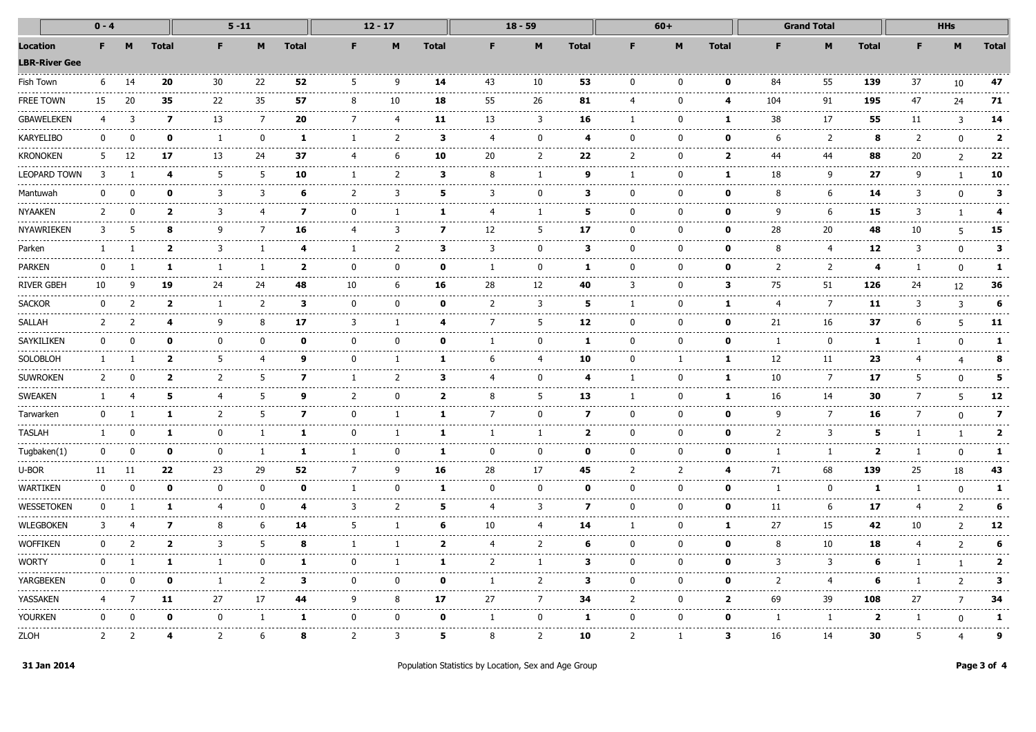| | 0 - 4 | | | 5 -11 | | | 12 - 17 | | | 18 - 59 | | | 60+ | | | Grand Total | | | HHs | | |
|---|---|---|---|---|---|---|---|---|---|---|---|---|---|---|---|---|---|---|---|---|---|
| **Location** | **F** | **M** | **Total** | **F** | **M** | **Total** | **F** | **M** | **Total** | **F** | **M** | **Total** | **F** | **M** | **Total** | **F** | **M** | **Total** | **F** | **M** | **Total** |
| **LBR-River Gee** | | | | | | | | | | | | | | | | | | | | | |
| Fish Town | 6 | 14 | **20** | 30 | 22 | **52** | 5 | 9 | **14** | 43 | 10 | **53** | 0 | 0 | **0** | 84 | 55 | **139** | 37 | 10 | **47** |
| FREE TOWN | 15 | 20 | **35** | 22 | 35 | **57** | 8 | 10 | **18** | 55 | 26 | **81** | 4 | 0 | **4** | 104 | 91 | **195** | 47 | 24 | **71** |
| GBAWELEKEN | 4 | 3 | **7** | 13 | 7 | **20** | 7 | 4 | **11** | 13 | 3 | **16** | 1 | 0 | **1** | 38 | 17 | **55** | 11 | 3 | **14** |
| KARYELIBO | 0 | 0 | **0** | 1 | 0 | **1** | 1 | 2 | **3** | 4 | 0 | **4** | 0 | 0 | **0** | 6 | 2 | **8** | 2 | 0 | **2** |
| KRONOKEN | 5 | 12 | **17** | 13 | 24 | **37** | 4 | 6 | **10** | 20 | 2 | **22** | 2 | 0 | **2** | 44 | 44 | **88** | 20 | 2 | **22** |
| LEOPARD TOWN | 3 | 1 | **4** | 5 | 5 | **10** | 1 | 2 | **3** | 8 | 1 | **9** | 1 | 0 | **1** | 18 | 9 | **27** | 9 | 1 | **10** |
| Mantuwah | 0 | 0 | **0** | 3 | 3 | **6** | 2 | 3 | **5** | 3 | 0 | **3** | 0 | 0 | **0** | 8 | 6 | **14** | 3 | 0 | **3** |
| NYAAKEN | 2 | 0 | **2** | 3 | 4 | **7** | 0 | 1 | **1** | 4 | 1 | **5** | 0 | 0 | **0** | 9 | 6 | **15** | 3 | 1 | **4** |
| NYAWRIEKEN | 3 | 5 | **8** | 9 | 7 | **16** | 4 | 3 | **7** | 12 | 5 | **17** | 0 | 0 | **0** | 28 | 20 | **48** | 10 | 5 | **15** |
| Parken | 1 | 1 | **2** | 3 | 1 | **4** | 1 | 2 | **3** | 3 | 0 | **3** | 0 | 0 | **0** | 8 | 4 | **12** | 3 | 0 | **3** |
| PARKEN | 0 | 1 | **1** | 1 | 1 | **2** | 0 | 0 | **0** | 1 | 0 | **1** | 0 | 0 | **0** | 2 | 2 | **4** | 1 | 0 | **1** |
| RIVER GBEH | 10 | 9 | **19** | 24 | 24 | **48** | 10 | 6 | **16** | 28 | 12 | **40** | 3 | 0 | **3** | 75 | 51 | **126** | 24 | 12 | **36** |
| SACKOR | 0 | 2 | **2** | 1 | 2 | **3** | 0 | 0 | **0** | 2 | 3 | **5** | 1 | 0 | **1** | 4 | 7 | **11** | 3 | 3 | **6** |
| SALLAH | 2 | 2 | **4** | 9 | 8 | **17** | 3 | 1 | **4** | 7 | 5 | **12** | 0 | 0 | **0** | 21 | 16 | **37** | 6 | 5 | **11** |
| SAYKILIKEN | 0 | 0 | **0** | 0 | 0 | **0** | 0 | 0 | **0** | 1 | 0 | **1** | 0 | 0 | **0** | 1 | 0 | **1** | 1 | 0 | **1** |
| SOLOBLOH | 1 | 1 | **2** | 5 | 4 | **9** | 0 | 1 | **1** | 6 | 4 | **10** | 0 | 1 | **1** | 12 | 11 | **23** | 4 | 4 | **8** |
| SUWROKEN | 2 | 0 | **2** | 2 | 5 | **7** | 1 | 2 | **3** | 4 | 0 | **4** | 1 | 0 | **1** | 10 | 7 | **17** | 5 | 0 | **5** |
| SWEAKEN | 1 | 4 | **5** | 4 | 5 | **9** | 2 | 0 | **2** | 8 | 5 | **13** | 1 | 0 | **1** | 16 | 14 | **30** | 7 | 5 | **12** |
| Tarwarken | 0 | 1 | **1** | 2 | 5 | **7** | 0 | 1 | **1** | 7 | 0 | **7** | 0 | 0 | **0** | 9 | 7 | **16** | 7 | 0 | **7** |
| TASLAH | 1 | 0 | **1** | 0 | 1 | **1** | 0 | 1 | **1** | 1 | 1 | **2** | 0 | 0 | **0** | 2 | 3 | **5** | 1 | 1 | **2** |
| Tugbaken(1) | 0 | 0 | **0** | 0 | 1 | **1** | 1 | 0 | **1** | 0 | 0 | **0** | 0 | 0 | **0** | 1 | 1 | **2** | 1 | 0 | **1** |
| U-BOR | 11 | 11 | **22** | 23 | 29 | **52** | 7 | 9 | **16** | 28 | 17 | **45** | 2 | 2 | **4** | 71 | 68 | **139** | 25 | 18 | **43** |
| WARTIKEN | 0 | 0 | **0** | 0 | 0 | **0** | 1 | 0 | **1** | 0 | 0 | **0** | 0 | 0 | **0** | 1 | 0 | **1** | 1 | 0 | **1** |
| WESSETOKEN | 0 | 1 | **1** | 4 | 0 | **4** | 3 | 2 | **5** | 4 | 3 | **7** | 0 | 0 | **0** | 11 | 6 | **17** | 4 | 2 | **6** |
| WLEGBOKEN | 3 | 4 | **7** | 8 | 6 | **14** | 5 | 1 | **6** | 10 | 4 | **14** | 1 | 0 | **1** | 27 | 15 | **42** | 10 | 2 | **12** |
| WOFFIKEN | 0 | 2 | **2** | 3 | 5 | **8** | 1 | 1 | **2** | 4 | 2 | **6** | 0 | 0 | **0** | 8 | 10 | **18** | 4 | 2 | **6** |
| WORTY | 0 | 1 | **1** | 1 | 0 | **1** | 0 | 1 | **1** | 2 | 1 | **3** | 0 | 0 | **0** | 3 | 3 | **6** | 1 | 1 | **2** |
| YARGBEKEN | 0 | 0 | **0** | 1 | 2 | **3** | 0 | 0 | **0** | 1 | 2 | **3** | 0 | 0 | **0** | 2 | 4 | **6** | 1 | 2 | **3** |
| YASSAKEN | 4 | 7 | **11** | 27 | 17 | **44** | 9 | 8 | **17** | 27 | 7 | **34** | 2 | 0 | **2** | 69 | 39 | **108** | 27 | 7 | **34** |
| YOURKEN | 0 | 0 | **0** | 0 | 1 | **1** | 0 | 0 | **0** | 1 | 0 | **1** | 0 | 0 | **0** | 1 | 1 | **2** | 1 | 0 | **1** |
| ZLOH | 2 | 2 | **4** | 2 | 6 | **8** | 2 | 3 | **5** | 8 | 2 | **10** | 2 | 1 | **3** | 16 | 14 | **30** | 5 | 4 | **9** |

**31 Jan 2014** Population Statistics by Location, Sex and Age Group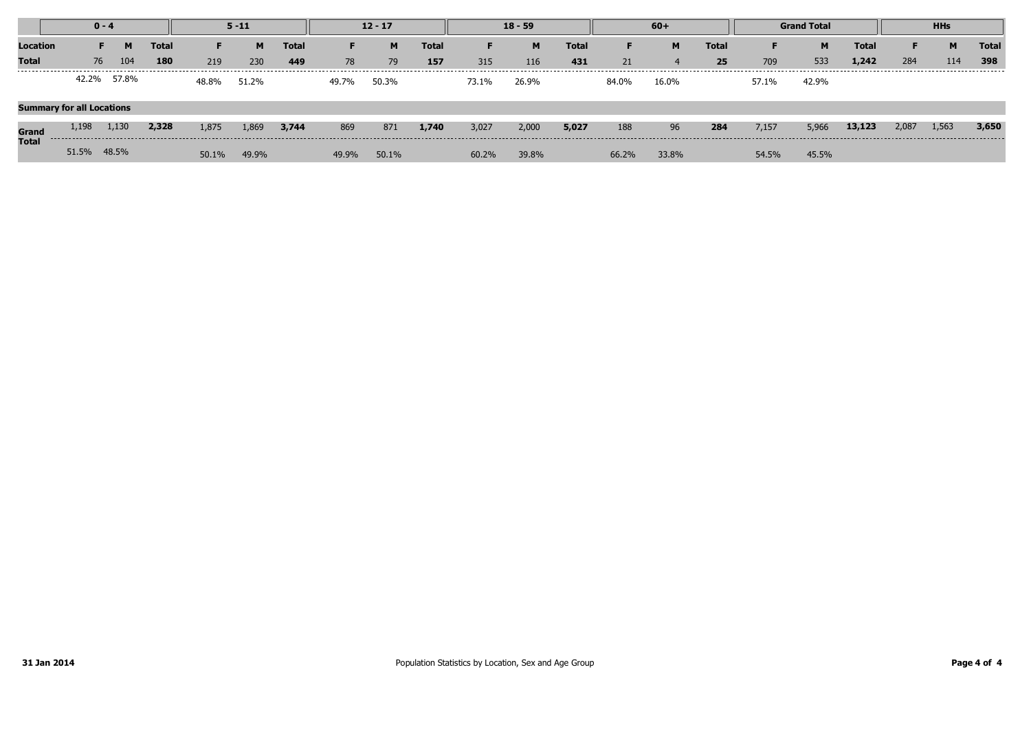| | 0 - 4 | | | 5 -11 | | | 12 - 17 | | | 18 - 59 | | | 60+ | | | Grand Total | | | HHs | | |
|---|---|---|---|---|---|---|---|---|---|---|---|---|---|---|---|---|---|---|---|---|---|
| Location | F | M | Total | F | M | Total | F | M | Total | F | M | Total | F | M | Total | F | M | Total | F | M | Total |
| Total | 76 | 104 | 180 | 219 | 230 | 449 | 78 | 79 | 157 | 315 | 116 | 431 | 21 | 4 | 25 | 709 | 533 | 1,242 | 284 | 114 | 398 |
| | 42.2% | 57.8% | | 48.8% | 51.2% | | 49.7% | 50.3% | | 73.1% | 26.9% | | 84.0% | 16.0% | | 57.1% | 42.9% | | | | |

**Summary for all Locations**

| | 0 - 4 | | | 5 -11 | | | 12 - 17 | | | 18 - 59 | | | 60+ | | | Grand Total | | | HHs | | |
|---|---|---|---|---|---|---|---|---|---|---|---|---|---|---|---|---|---|---|---|---|---|
| | F | M | Total | F | M | Total | F | M | Total | F | M | Total | F | M | Total | F | M | Total | F | M | Total |
| Grand Total | 1,198 | 1,130 | 2,328 | 1,875 | 1,869 | 3,744 | 869 | 871 | 1,740 | 3,027 | 2,000 | 5,027 | 188 | 96 | 284 | 7,157 | 5,966 | 13,123 | 2,087 | 1,563 | 3,650 |
| | 51.5% | 48.5% | | 50.1% | 49.9% | | 49.9% | 50.1% | | 60.2% | 39.8% | | 66.2% | 33.8% | | 54.5% | 45.5% | | | | |

31 Jan 2014

Population Statistics by Location, Sex and Age Group